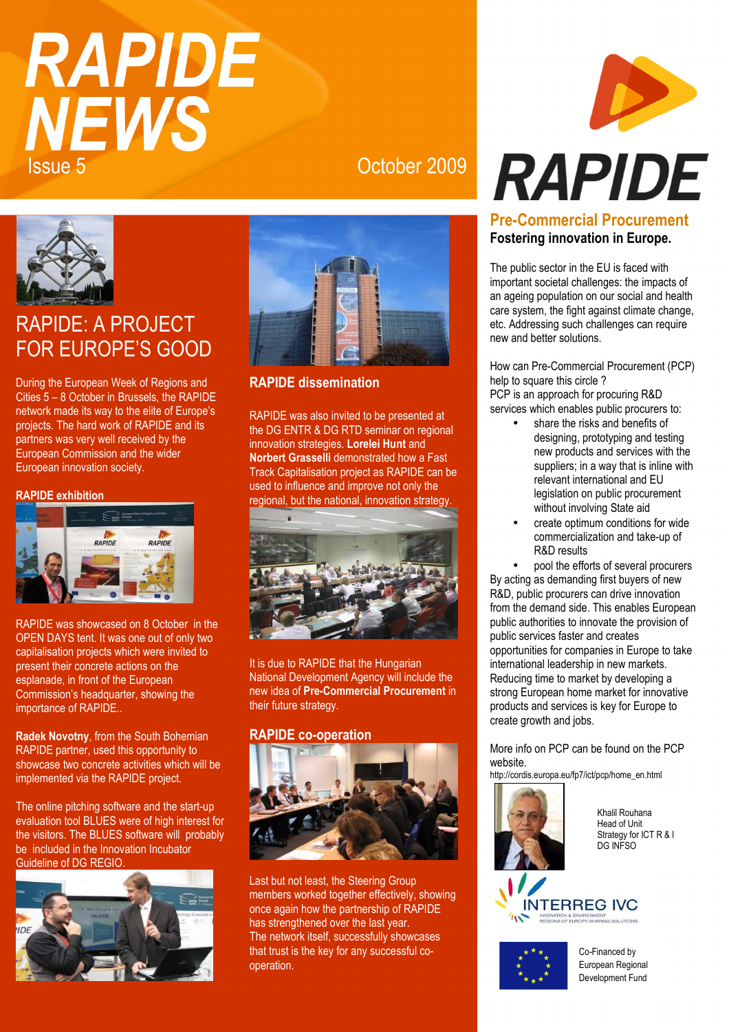# RAPIDE NEWS

Issue 5 October 2009

RAPIDE

## RAPIDE: A PROJECT FOR EUROPE'S GOOD

During the European Week of Regions and Cities 5 – 8 October in Brussels, the RAPIDE network made its way to the elite of Europe's projects. The hard work of RAPIDE and its partners was very well received by the European Commission and the wider European innovation society.

### RAPIDE exhibition

RAPIDE was showcased on 8 October in the OPEN DAYS tent. It was one out of only two capitalisation projects which were invited to present their concrete actions on the esplanade, in front of the European Commission's headquarter, showing the importance of RAPIDE..

**Radek Novotny**, from the South Bohemian RAPIDE partner, used this opportunity to showcase two concrete activities which will be implemented via the RAPIDE project.

The online pitching software and the start-up evaluation tool BLUES were of high interest for the visitors. The BLUES software will probably be included in the Innovation Incubator Guideline of DG REGIO.

### RAPIDE dissemination

RAPIDE was also invited to be presented at the DG ENTR & DG RTD seminar on regional innovation strategies. **Lorelei Hunt** and **Norbert Grasselli** demonstrated how a Fast Track Capitalisation project as RAPIDE can be used to influence and improve not only the regional, but the national, innovation strategy.

It is due to RAPIDE that the Hungarian National Development Agency will include the new idea of **Pre-Commercial Procurement** in their future strategy.

### RAPIDE co-operation

Last but not least, the Steering Group members worked together effectively, showing once again how the partnership of RAPIDE has strengthened over the last year.
The network itself, successfully showcases that trust is the key for any successful co-operation.

## Pre-Commercial Procurement

**Fostering innovation in Europe.**

The public sector in the EU is faced with important societal challenges: the impacts of an ageing population on our social and health care system, the fight against climate change, etc. Addressing such challenges can require new and better solutions.

How can Pre-Commercial Procurement (PCP) help to square this circle ?
PCP is an approach for procuring R&D services which enables public procurers to:

- share the risks and benefits of designing, prototyping and testing new products and services with the suppliers; in a way that is inline with relevant international and EU legislation on public procurement without involving State aid
- create optimum conditions for wide commercialization and take-up of R&D results
- pool the efforts of several procurers

By acting as demanding first buyers of new R&D, public procurers can drive innovation from the demand side. This enables European public authorities to innovate the provision of public services faster and creates opportunities for companies in Europe to take international leadership in new markets. Reducing time to market by developing a strong European home market for innovative products and services is key for Europe to create growth and jobs.

More info on PCP can be found on the PCP website.
http://cordis.europa.eu/fp7/ict/pcp/home_en.html

Khalil Rouhana
Head of Unit
Strategy for ICT R & I
DG INFSO

INTERREG IVC
INNOVATION & ENVIRONMENT
REGIONS OF EUROPE SHARING SOLUTIONS

Co-Financed by
European Regional
Development Fund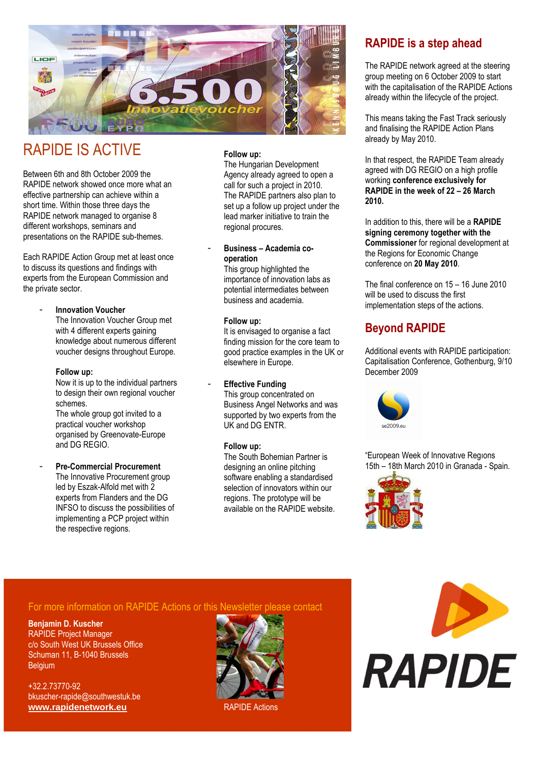# RAPIDE IS ACTIVE

Between 6th and 8th October 2009 the RAPIDE network showed once more what an effective partnership can achieve within a short time. Within those three days the RAPIDE network managed to organise 8 different workshops, seminars and presentations on the RAPIDE sub-themes.

Each RAPIDE Action Group met at least once to discuss its questions and findings with experts from the European Commission and the private sector.

- **Innovation Voucher**
  The Innovation Voucher Group met with 4 different experts gaining knowledge about numerous different voucher designs throughout Europe.

  **Follow up:**
  Now it is up to the individual partners to design their own regional voucher schemes.
  The whole group got invited to a practical voucher workshop organised by Greenovate-Europe and DG REGIO.

- **Pre-Commercial Procurement**
  The Innovative Procurement group led by Eszak-Alfold met with 2 experts from Flanders and the DG INFSO to discuss the possibilities of implementing a PCP project within the respective regions.

  **Follow up:**
  The Hungarian Development Agency already agreed to open a call for such a project in 2010.
  The RAPIDE partners also plan to set up a follow up project under the lead marker initiative to train the regional procures.

- **Business – Academia co-operation**
  This group highlighted the importance of innovation labs as potential intermediates between business and academia.

  **Follow up:**
  It is envisaged to organise a fact finding mission for the core team to good practice examples in the UK or elsewhere in Europe.

- **Effective Funding**
  This group concentrated on Business Angel Networks and was supported by two experts from the UK and DG ENTR.

  **Follow up:**
  The South Bohemian Partner is designing an online pitching software enabling a standardised selection of innovators within our regions. The prototype will be available on the RAPIDE website.

## RAPIDE is a step ahead

The RAPIDE network agreed at the steering group meeting on 6 October 2009 to start with the capitalisation of the RAPIDE Actions already within the lifecycle of the project.

This means taking the Fast Track seriously and finalising the RAPIDE Action Plans already by May 2010.

In that respect, the RAPIDE Team already agreed with DG REGIO on a high profile working **conference exclusively for RAPIDE in the week of 22 – 26 March 2010.**

In addition to this, there will be a **RAPIDE signing ceremony together with the Commissioner** for regional development at the Regions for Economic Change conference on **20 May 2010**.

The final conference on 15 – 16 June 2010 will be used to discuss the first implementation steps of the actions.

## Beyond RAPIDE

Additional events with RAPIDE participation:
Capitalisation Conference, Gothenburg, 9/10 December 2009

se2009.eu

"European Week of Innovative Regions 15th – 18th March 2010 in Granada - Spain.

For more information on RAPIDE Actions or this Newsletter please contact

**Benjamin D. Kuscher**
RAPIDE Project Manager
c/o South West UK Brussels Office
Schuman 11, B-1040 Brussels
Belgium

+32.2.73770-92
bkuscher-rapide@southwestuk.be
**www.rapidenetwork.eu**

RAPIDE Actions

RAPIDE